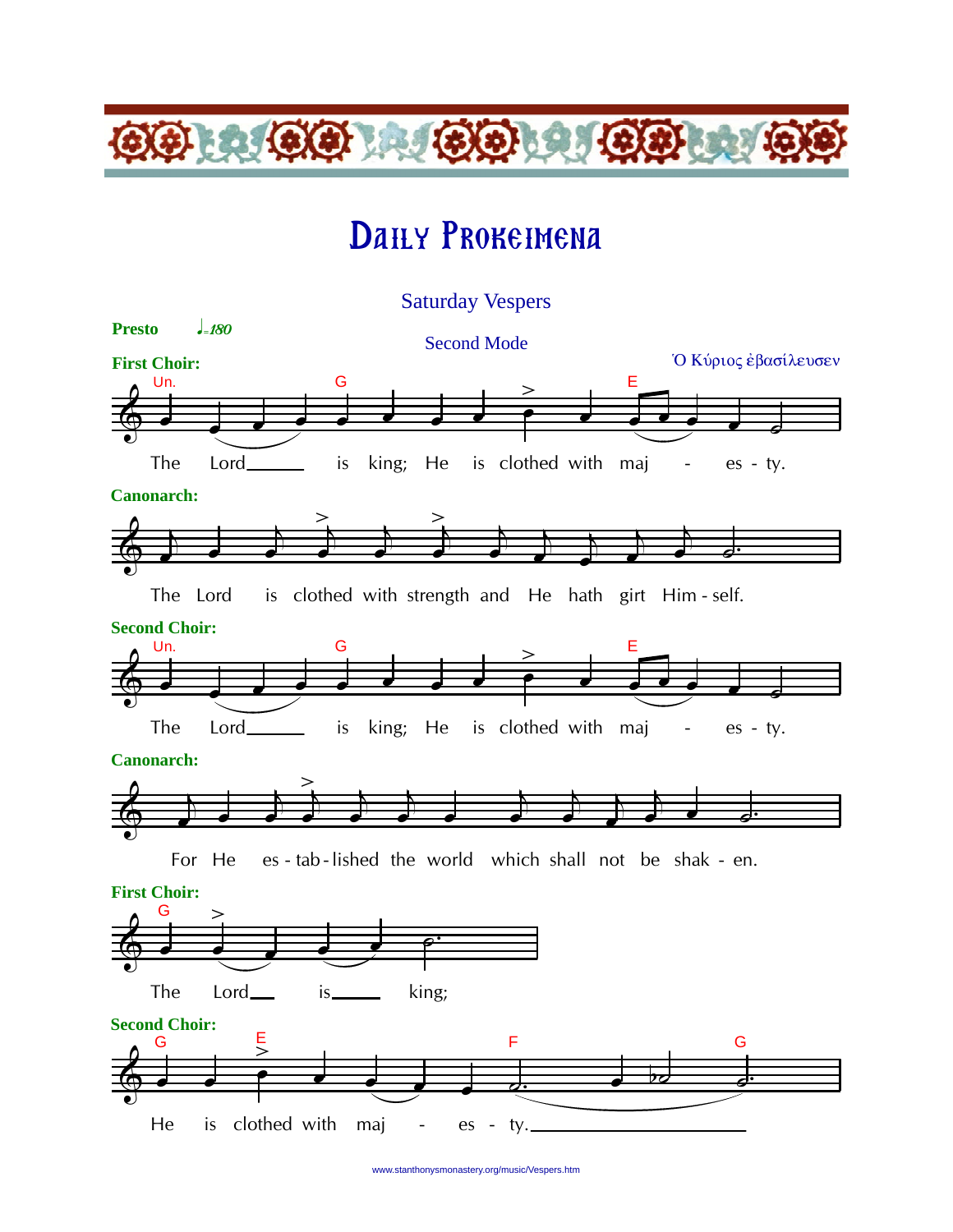# Daily Prokeimena

## Saturday Vespers

### Second Mode

**Presto** ♩=180

Ὁ Κύριος ἐβασίλευσεν

**First Choir:**

The Lord___ is king; He is clothed with maj - es - ty.

**Canonarch:**

The Lord is clothed with strength and He hath girt Him - self.

**Second Choir:**

The Lord___ is king; He is clothed with maj - es - ty.

**Canonarch:**

For He es - tab - lished the world which shall not be shak - en.

**First Choir:**

The Lord__ is___ king;

**Second Choir:**

He is clothed with maj - es - ty.___

www.stanthonysmonastery.org/music/Vespers.htm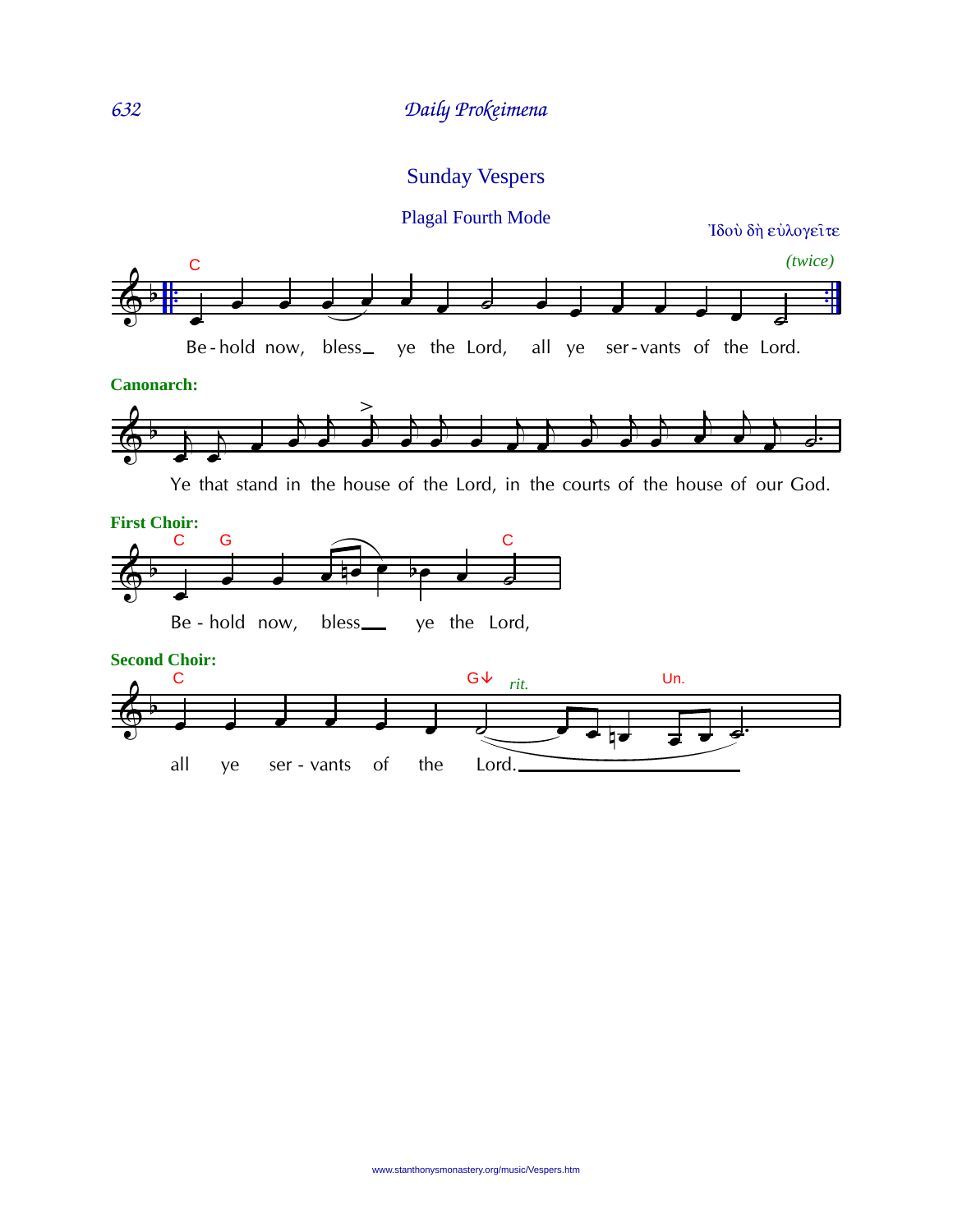## Sunday Vespers

### Plagal Fourth Mode

Ἰδοὺ δὴ εὐλογεῖτε

C

*(twice)*

Be-hold now, bless_ ye the Lord, all ye ser-vants of the Lord.

**Canonarch:**

Ye that stand in the house of the Lord, in the courts of the house of our God.

**First Choir:**

C G C

Be - hold now, bless___ ye the Lord,

**Second Choir:**

C G↓ *rit.* Un.

all ye ser - vants of the Lord.___

www.stanthonysmonastery.org/music/Vespers.htm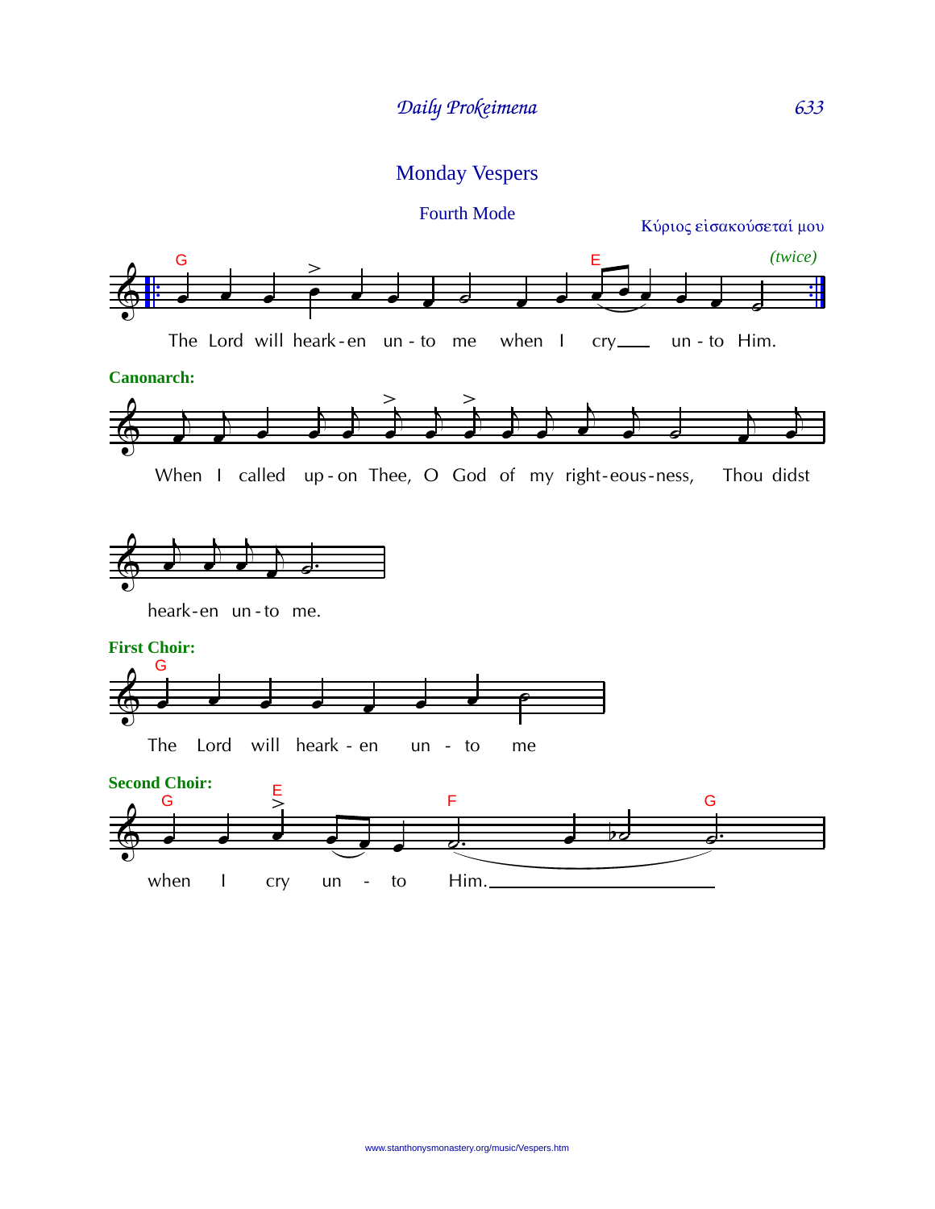## Monday Vespers

### Fourth Mode

Κύριος εἰσακούσεταί μου

*(twice)*

The Lord will heark-en un-to me when I cry\_\_\_ un-to Him.

**Canonarch:**

When I called up-on Thee, O God of my right-eous-ness, Thou didst heark-en un-to me.

**First Choir:**

The Lord will heark-en un-to me

**Second Choir:**

when I cry un-to Him.\_\_\_\_\_\_\_\_\_\_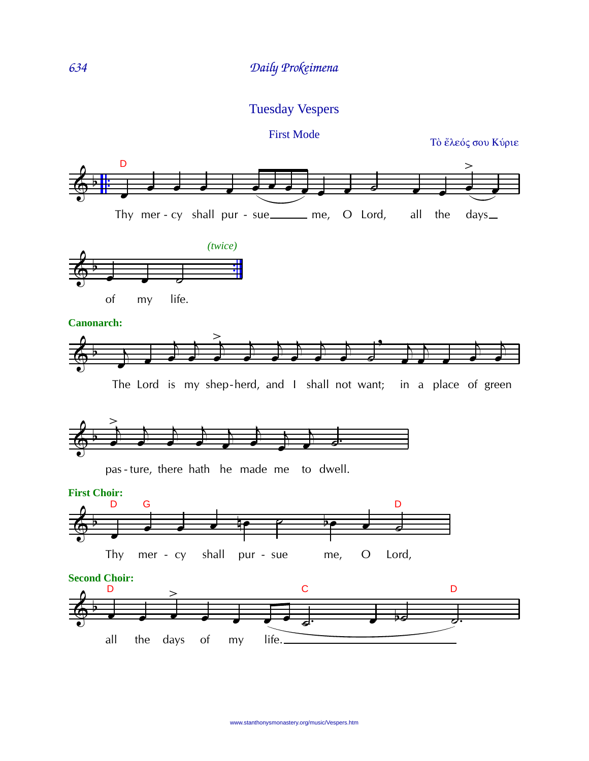## Tuesday Vespers

### First Mode

Τὸ ἔλεός σου Κύριε

D

Thy mer - cy shall pur - sue me, O Lord, all the days of my life.

*(twice)*

**Canonarch:**

The Lord is my shep-herd, and I shall not want; in a place of green pas - ture, there hath he made me to dwell.

**First Choir:**

D G D

Thy mer - cy shall pur - sue me, O Lord,

**Second Choir:**

D C D

all the days of my life.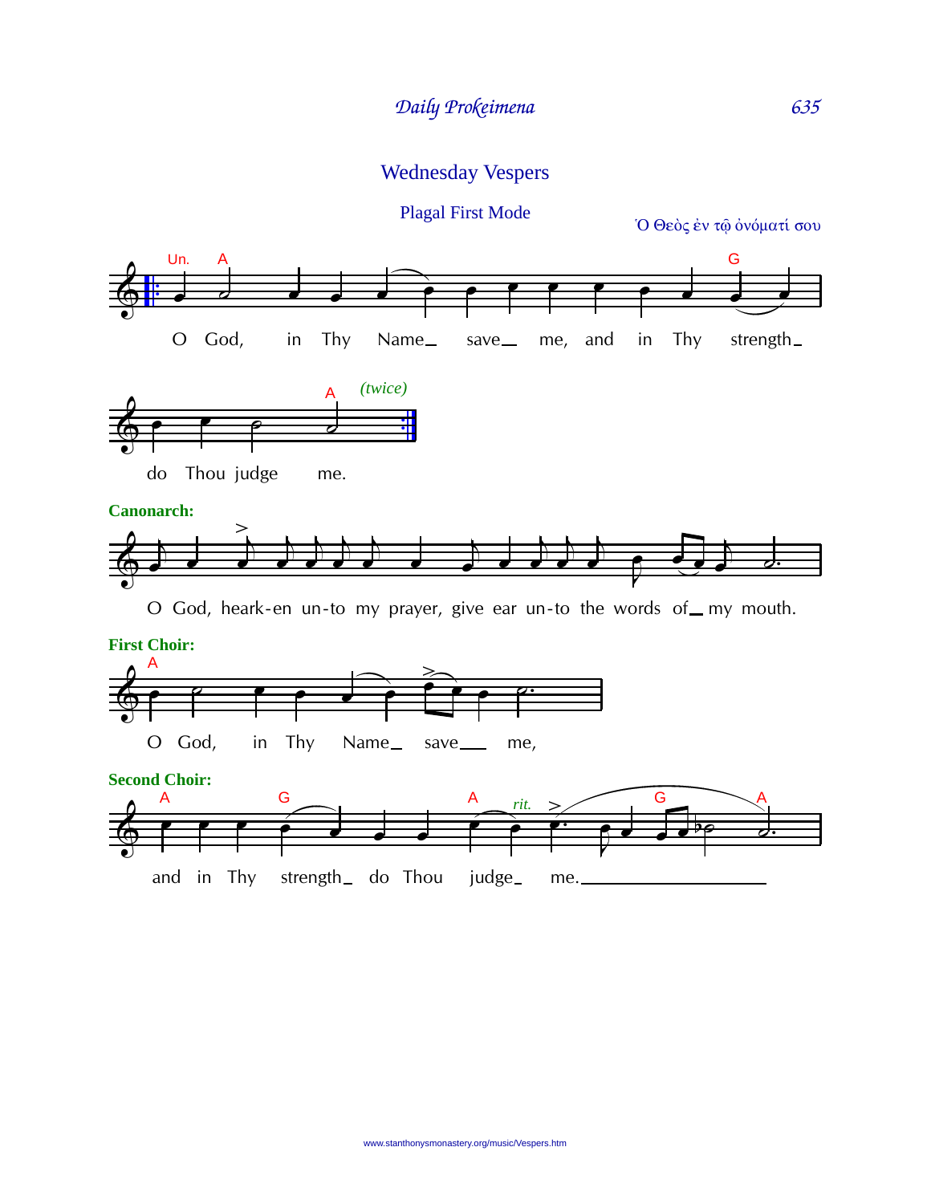## Wednesday Vespers

### Plagal First Mode

Ὁ Θεὸς ἐν τῷ ὀνόματί σου

O God, in Thy Name save me, and in Thy strength do Thou judge me. *(twice)*

**Canonarch:**

O God, heark-en un-to my prayer, give ear un-to the words of my mouth.

**First Choir:**

O God, in Thy Name save me,

**Second Choir:**

and in Thy strength do Thou judge me.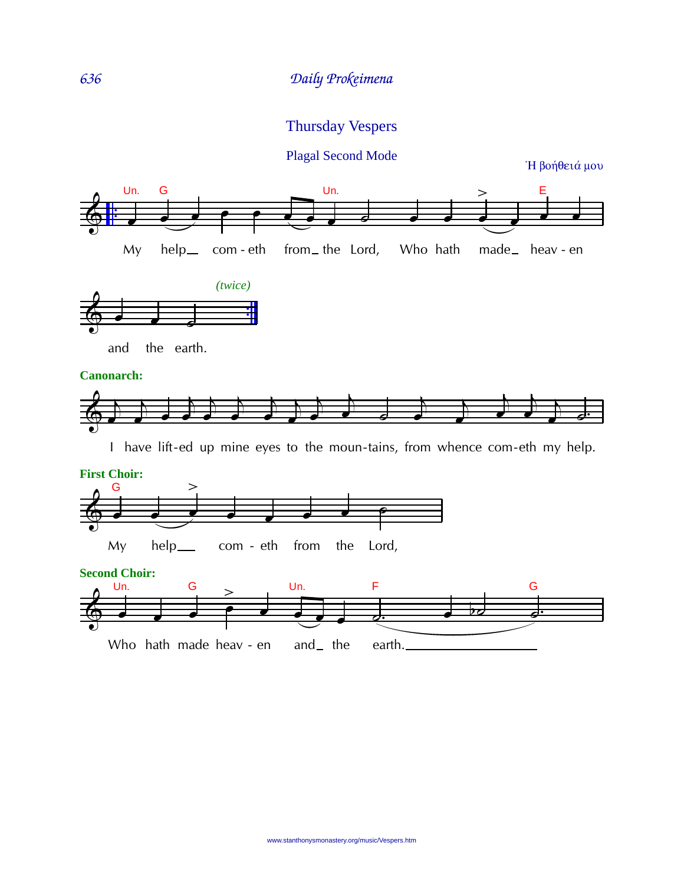## Thursday Vespers

### Plagal Second Mode

Ἡ βοήθειά μου

My help __ com - eth from _ the Lord, Who hath made _ heav - en and the earth. *(twice)*

**Canonarch:**

I have lift-ed up mine eyes to the moun-tains, from whence com-eth my help.

**First Choir:**

My help __ com - eth from the Lord,

**Second Choir:**

Who hath made heav - en and _ the earth.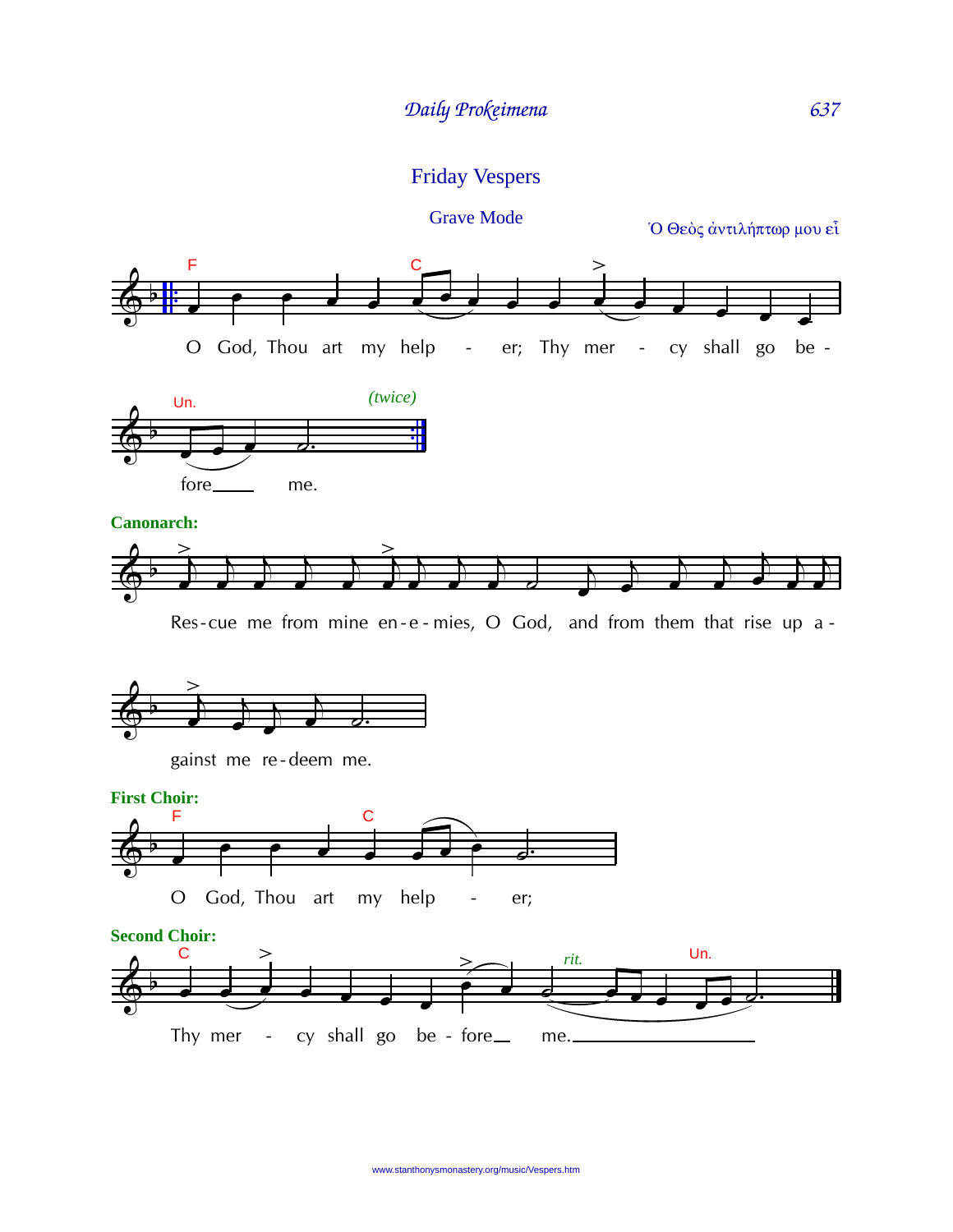## Friday Vespers

### Grave Mode

Ὁ Θεὸς ἀντιλήπτωρ μου εἶ

F C

O God, Thou art my help - er; Thy mer - cy shall go be -

Un. *(twice)*

fore___ me.

**Canonarch:**

Res-cue me from mine en-e-mies, O God, and from them that rise up a-

gainst me re-deem me.

**First Choir:**

F C

O God, Thou art my help - er;

**Second Choir:**

C *rit.* Un.

Thy mer - cy shall go be - fore__ me.________________